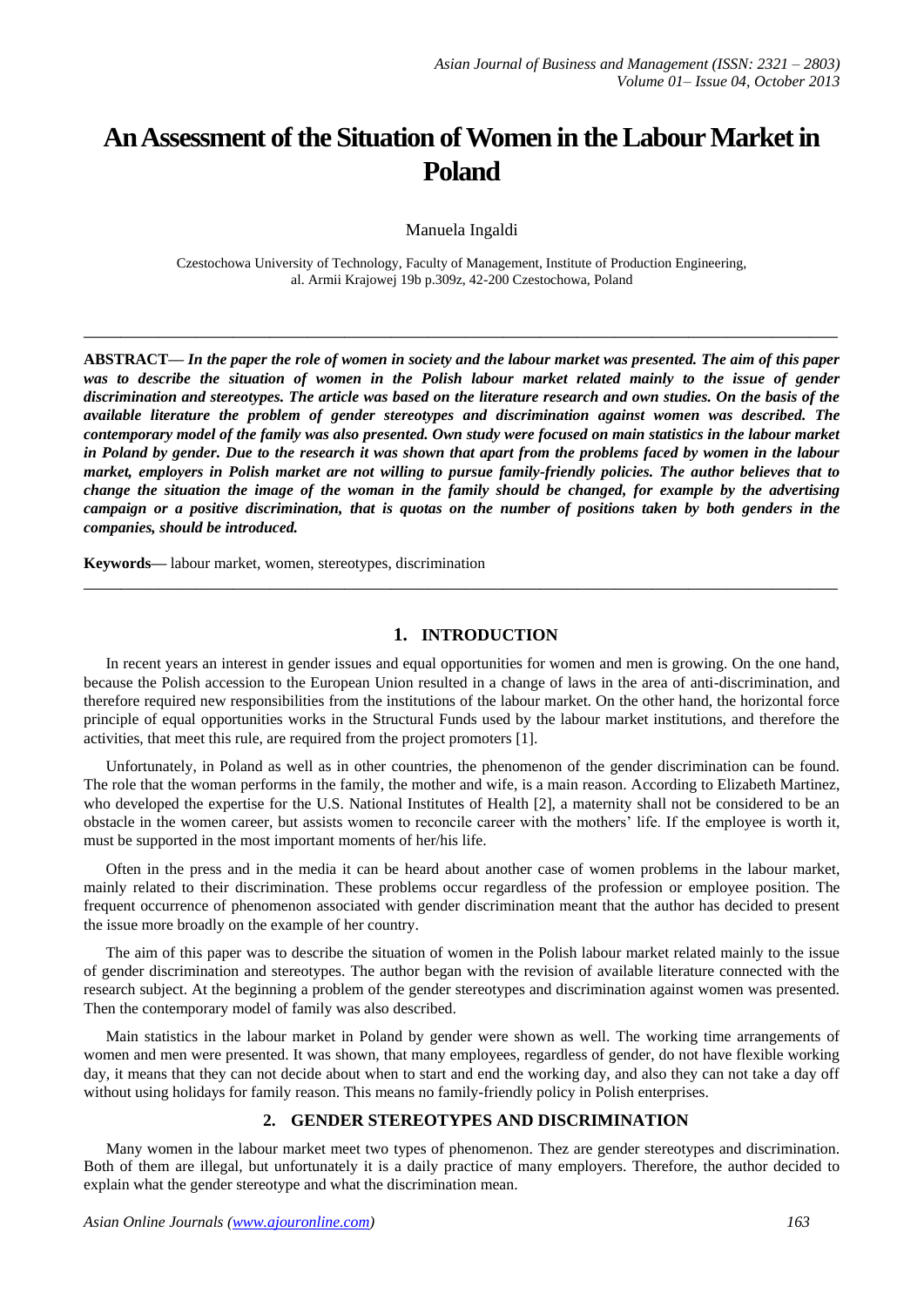# An Assessment of the Situation of Women in the Labour Market in Poland

Manuela Ingaldi

Czestochowa University of Technology, Faculty of Management, Institute of Production Engineering, al. Armii Krajowej 19b p.309z, 42-200 Czestochowa, Poland

---

**ABSTRACT—** ***In the paper the role of women in society and the labour market was presented. The aim of this paper was to describe the situation of women in the Polish labour market related mainly to the issue of gender discrimination and stereotypes. The article was based on the literature research and own studies. On the basis of the available literature the problem of gender stereotypes and discrimination against women was described. The contemporary model of the family was also presented. Own study were focused on main statistics in the labour market in Poland by gender. Due to the research it was shown that apart from the problems faced by women in the labour market, employers in Polish market are not willing to pursue family-friendly policies. The author believes that to change the situation the image of the woman in the family should be changed, for example by the advertising campaign or a positive discrimination, that is quotas on the number of positions taken by both genders in the companies, should be introduced.***

**Keywords—** labour market, women, stereotypes, discrimination

---

## 1. INTRODUCTION

In recent years an interest in gender issues and equal opportunities for women and men is growing. On the one hand, because the Polish accession to the European Union resulted in a change of laws in the area of anti-discrimination, and therefore required new responsibilities from the institutions of the labour market. On the other hand, the horizontal force principle of equal opportunities works in the Structural Funds used by the labour market institutions, and therefore the activities, that meet this rule, are required from the project promoters [1].

Unfortunately, in Poland as well as in other countries, the phenomenon of the gender discrimination can be found. The role that the woman performs in the family, the mother and wife, is a main reason. According to Elizabeth Martinez, who developed the expertise for the U.S. National Institutes of Health [2], a maternity shall not be considered to be an obstacle in the women career, but assists women to reconcile career with the mothers' life. If the employee is worth it, must be supported in the most important moments of her/his life.

Often in the press and in the media it can be heard about another case of women problems in the labour market, mainly related to their discrimination. These problems occur regardless of the profession or employee position. The frequent occurrence of phenomenon associated with gender discrimination meant that the author has decided to present the issue more broadly on the example of her country.

The aim of this paper was to describe the situation of women in the Polish labour market related mainly to the issue of gender discrimination and stereotypes. The author began with the revision of available literature connected with the research subject. At the beginning a problem of the gender stereotypes and discrimination against women was presented. Then the contemporary model of family was also described.

Main statistics in the labour market in Poland by gender were shown as well. The working time arrangements of women and men were presented. It was shown, that many employees, regardless of gender, do not have flexible working day, it means that they can not decide about when to start and end the working day, and also they can not take a day off without using holidays for family reason. This means no family-friendly policy in Polish enterprises.

## 2. GENDER STEREOTYPES AND DISCRIMINATION

Many women in the labour market meet two types of phenomenon. Thez are gender stereotypes and discrimination. Both of them are illegal, but unfortunately it is a daily practice of many employers. Therefore, the author decided to explain what the gender stereotype and what the discrimination mean.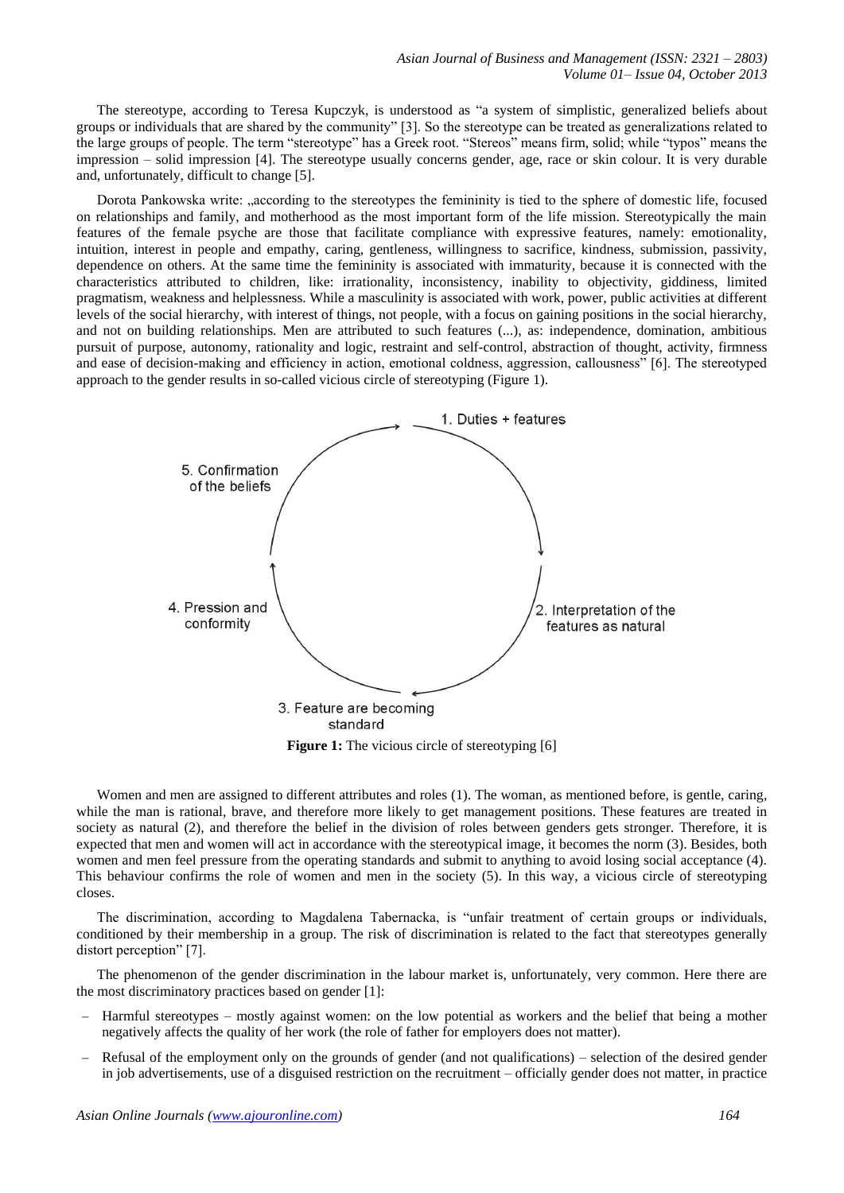The stereotype, according to Teresa Kupczyk, is understood as "a system of simplistic, generalized beliefs about groups or individuals that are shared by the community" [3]. So the stereotype can be treated as generalizations related to the large groups of people. The term "stereotype" has a Greek root. "Stereos" means firm, solid; while "typos" means the impression – solid impression [4]. The stereotype usually concerns gender, age, race or skin colour. It is very durable and, unfortunately, difficult to change [5].

Dorota Pankowska write: „according to the stereotypes the femininity is tied to the sphere of domestic life, focused on relationships and family, and motherhood as the most important form of the life mission. Stereotypically the main features of the female psyche are those that facilitate compliance with expressive features, namely: emotionality, intuition, interest in people and empathy, caring, gentleness, willingness to sacrifice, kindness, submission, passivity, dependence on others. At the same time the femininity is associated with immaturity, because it is connected with the characteristics attributed to children, like: irrationality, inconsistency, inability to objectivity, giddiness, limited pragmatism, weakness and helplessness. While a masculinity is associated with work, power, public activities at different levels of the social hierarchy, with interest of things, not people, with a focus on gaining positions in the social hierarchy, and not on building relationships. Men are attributed to such features (...), as: independence, domination, ambitious pursuit of purpose, autonomy, rationality and logic, restraint and self-control, abstraction of thought, activity, firmness and ease of decision-making and efficiency in action, emotional coldness, aggression, callousness" [6]. The stereotyped approach to the gender results in so-called vicious circle of stereotyping (Figure 1).

1. Duties + features
2. Interpretation of the features as natural
3. Feature are becoming standard
4. Pression and conformity
5. Confirmation of the beliefs

**Figure 1:** The vicious circle of stereotyping [6]

Women and men are assigned to different attributes and roles (1). The woman, as mentioned before, is gentle, caring, while the man is rational, brave, and therefore more likely to get management positions. These features are treated in society as natural (2), and therefore the belief in the division of roles between genders gets stronger. Therefore, it is expected that men and women will act in accordance with the stereotypical image, it becomes the norm (3). Besides, both women and men feel pressure from the operating standards and submit to anything to avoid losing social acceptance (4). This behaviour confirms the role of women and men in the society (5). In this way, a vicious circle of stereotyping closes.

The discrimination, according to Magdalena Tabernacka, is "unfair treatment of certain groups or individuals, conditioned by their membership in a group. The risk of discrimination is related to the fact that stereotypes generally distort perception" [7].

The phenomenon of the gender discrimination in the labour market is, unfortunately, very common. Here there are the most discriminatory practices based on gender [1]:

- Harmful stereotypes – mostly against women: on the low potential as workers and the belief that being a mother negatively affects the quality of her work (the role of father for employers does not matter).
- Refusal of the employment only on the grounds of gender (and not qualifications) – selection of the desired gender in job advertisements, use of a disguised restriction on the recruitment – officially gender does not matter, in practice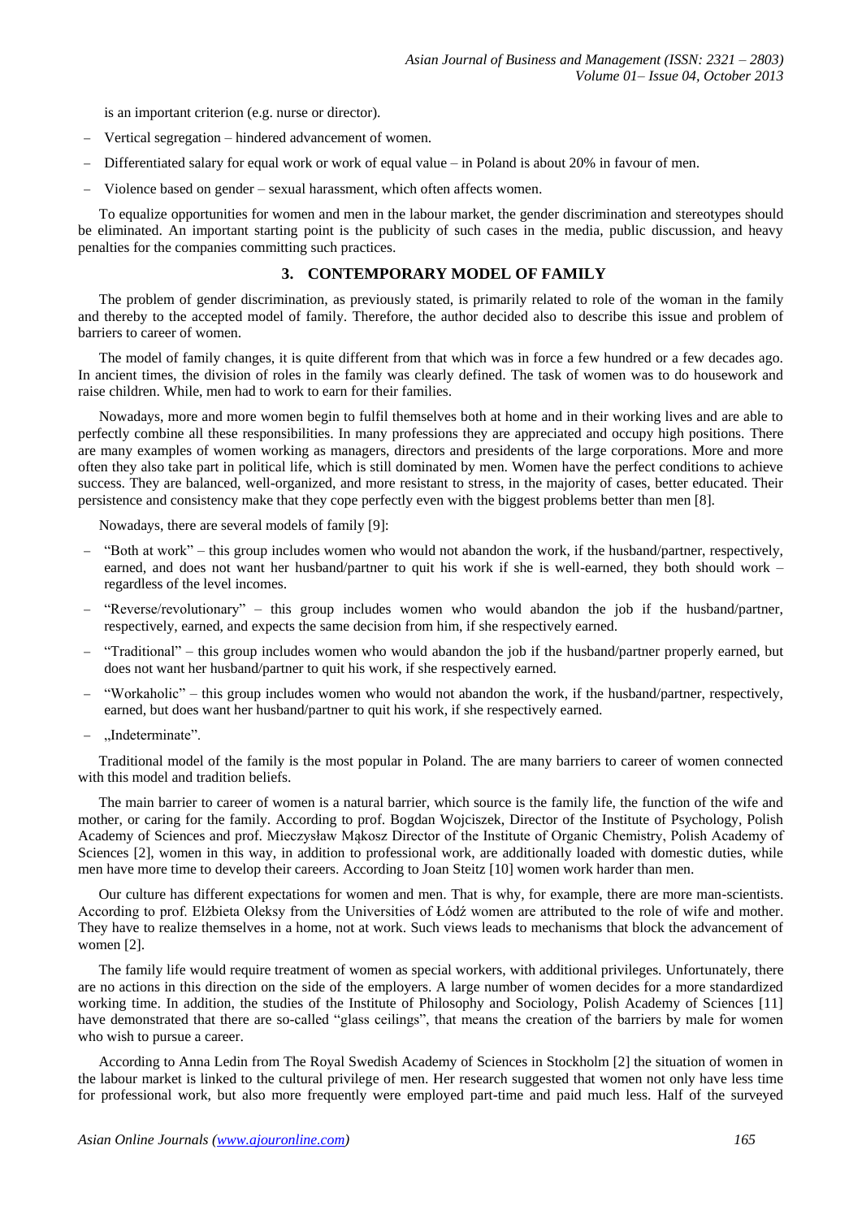is an important criterion (e.g. nurse or director).

- Vertical segregation – hindered advancement of women.
- Differentiated salary for equal work or work of equal value – in Poland is about 20% in favour of men.
- Violence based on gender – sexual harassment, which often affects women.

To equalize opportunities for women and men in the labour market, the gender discrimination and stereotypes should be eliminated. An important starting point is the publicity of such cases in the media, public discussion, and heavy penalties for the companies committing such practices.

## 3. CONTEMPORARY MODEL OF FAMILY

The problem of gender discrimination, as previously stated, is primarily related to role of the woman in the family and thereby to the accepted model of family. Therefore, the author decided also to describe this issue and problem of barriers to career of women.

The model of family changes, it is quite different from that which was in force a few hundred or a few decades ago. In ancient times, the division of roles in the family was clearly defined. The task of women was to do housework and raise children. While, men had to work to earn for their families.

Nowadays, more and more women begin to fulfil themselves both at home and in their working lives and are able to perfectly combine all these responsibilities. In many professions they are appreciated and occupy high positions. There are many examples of women working as managers, directors and presidents of the large corporations. More and more often they also take part in political life, which is still dominated by men. Women have the perfect conditions to achieve success. They are balanced, well-organized, and more resistant to stress, in the majority of cases, better educated. Their persistence and consistency make that they cope perfectly even with the biggest problems better than men [8].

Nowadays, there are several models of family [9]:

- "Both at work" – this group includes women who would not abandon the work, if the husband/partner, respectively, earned, and does not want her husband/partner to quit his work if she is well-earned, they both should work – regardless of the level incomes.
- "Reverse/revolutionary" – this group includes women who would abandon the job if the husband/partner, respectively, earned, and expects the same decision from him, if she respectively earned.
- "Traditional" – this group includes women who would abandon the job if the husband/partner properly earned, but does not want her husband/partner to quit his work, if she respectively earned.
- "Workaholic" – this group includes women who would not abandon the work, if the husband/partner, respectively, earned, but does want her husband/partner to quit his work, if she respectively earned.
- „Indeterminate".

Traditional model of the family is the most popular in Poland. The are many barriers to career of women connected with this model and tradition beliefs.

The main barrier to career of women is a natural barrier, which source is the family life, the function of the wife and mother, or caring for the family. According to prof. Bogdan Wojciszek, Director of the Institute of Psychology, Polish Academy of Sciences and prof. Mieczysław Mąkosz Director of the Institute of Organic Chemistry, Polish Academy of Sciences [2], women in this way, in addition to professional work, are additionally loaded with domestic duties, while men have more time to develop their careers. According to Joan Steitz [10] women work harder than men.

Our culture has different expectations for women and men. That is why, for example, there are more man-scientists. According to prof. Elżbieta Oleksy from the Universities of Łódź women are attributed to the role of wife and mother. They have to realize themselves in a home, not at work. Such views leads to mechanisms that block the advancement of women [2].

The family life would require treatment of women as special workers, with additional privileges. Unfortunately, there are no actions in this direction on the side of the employers. A large number of women decides for a more standardized working time. In addition, the studies of the Institute of Philosophy and Sociology, Polish Academy of Sciences [11] have demonstrated that there are so-called "glass ceilings", that means the creation of the barriers by male for women who wish to pursue a career.

According to Anna Ledin from The Royal Swedish Academy of Sciences in Stockholm [2] the situation of women in the labour market is linked to the cultural privilege of men. Her research suggested that women not only have less time for professional work, but also more frequently were employed part-time and paid much less. Half of the surveyed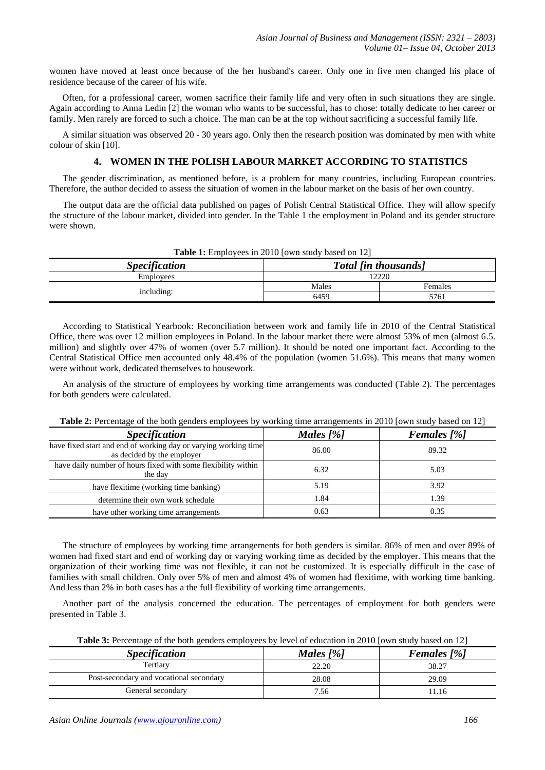women have moved at least once because of the her husband's career. Only one in five men changed his place of residence because of the career of his wife.

Often, for a professional career, women sacrifice their family life and very often in such situations they are single. Again according to Anna Ledin [2] the woman who wants to be successful, has to chose: totally dedicate to her career or family. Men rarely are forced to such a choice. The man can be at the top without sacrificing a successful family life.

A similar situation was observed 20 - 30 years ago. Only then the research position was dominated by men with white colour of skin [10].

## 4. WOMEN IN THE POLISH LABOUR MARKET ACCORDING TO STATISTICS

The gender discrimination, as mentioned before, is a problem for many countries, including European countries. Therefore, the author decided to assess the situation of women in the labour market on the basis of her own country.

The output data are the official data published on pages of Polish Central Statistical Office. They will allow specify the structure of the labour market, divided into gender. In the Table 1 the employment in Poland and its gender structure were shown.

**Table 1:** Employees in 2010 [own study based on 12]

| *Specification* | *Total [in thousands]* | |
|---|---|---|
| Employees | 12220 | |
| including: | Males | Females |
| | 6459 | 5761 |

According to Statistical Yearbook: Reconciliation between work and family life in 2010 of the Central Statistical Office, there was over 12 million employees in Poland. In the labour market there were almost 53% of men (almost 6.5. million) and slightly over 47% of women (over 5.7 million). It should be noted one important fact. According to the Central Statistical Office men accounted only 48.4% of the population (women 51.6%). This means that many women were without work, dedicated themselves to housework.

An analysis of the structure of employees by working time arrangements was conducted (Table 2). The percentages for both genders were calculated.

**Table 2:** Percentage of the both genders employees by working time arrangements in 2010 [own study based on 12]

| *Specification* | *Males [%]* | *Females [%]* |
|---|---|---|
| have fixed start and end of working day or varying working time as decided by the employer | 86.00 | 89.32 |
| have daily number of hours fixed with some flexibility within the day | 6.32 | 5.03 |
| have flexitime (working time banking) | 5.19 | 3.92 |
| determine their own work schedule | 1.84 | 1.39 |
| have other working time arrangements | 0.63 | 0.35 |

The structure of employees by working time arrangements for both genders is similar. 86% of men and over 89% of women had fixed start and end of working day or varying working time as decided by the employer. This means that the organization of their working time was not flexible, it can not be customized. It is especially difficult in the case of families with small children. Only over 5% of men and almost 4% of women had flexitime, with working time banking. And less than 2% in both cases has a the full flexibility of working time arrangements.

Another part of the analysis concerned the education. The percentages of employment for both genders were presented in Table 3.

**Table 3:** Percentage of the both genders employees by level of education in 2010 [own study based on 12]

| *Specification* | *Males [%]* | *Females [%]* |
|---|---|---|
| Tertiary | 22.20 | 38.27 |
| Post-secondary and vocational secondary | 28.08 | 29.09 |
| General secondary | 7.56 | 11.16 |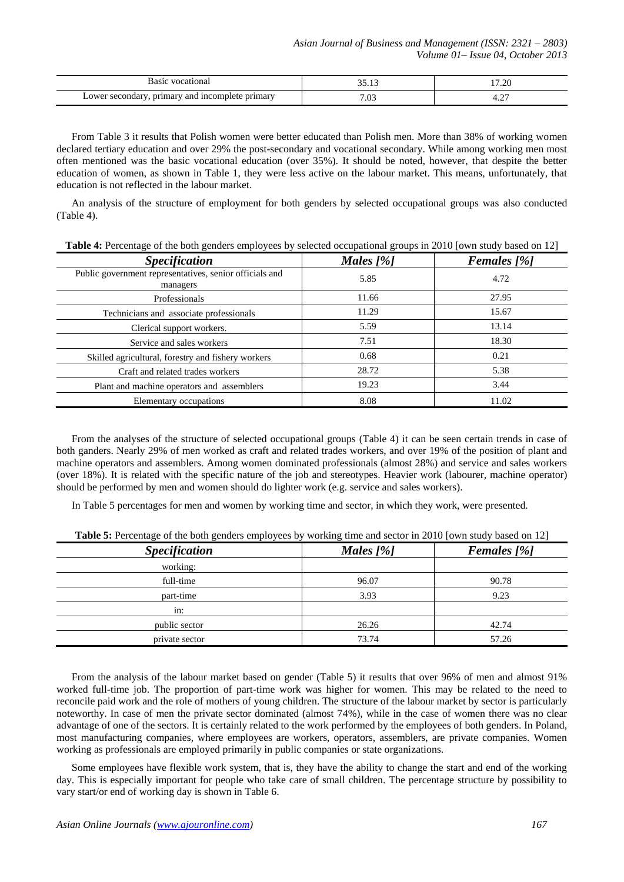| Basic vocational | 35.13 | 17.20 |
| --- | --- | --- |
| Lower secondary, primary and incomplete primary | 7.03 | 4.27 |

From Table 3 it results that Polish women were better educated than Polish men. More than 38% of working women declared tertiary education and over 29% the post-secondary and vocational secondary. While among working men most often mentioned was the basic vocational education (over 35%). It should be noted, however, that despite the better education of women, as shown in Table 1, they were less active on the labour market. This means, unfortunately, that education is not reflected in the labour market.

An analysis of the structure of employment for both genders by selected occupational groups was also conducted (Table 4).

**Table 4:** Percentage of the both genders employees by selected occupational groups in 2010 [own study based on 12]

| *Specification* | *Males [%]* | *Females [%]* |
| --- | --- | --- |
| Public government representatives, senior officials and managers | 5.85 | 4.72 |
| Professionals | 11.66 | 27.95 |
| Technicians and associate professionals | 11.29 | 15.67 |
| Clerical support workers. | 5.59 | 13.14 |
| Service and sales workers | 7.51 | 18.30 |
| Skilled agricultural, forestry and fishery workers | 0.68 | 0.21 |
| Craft and related trades workers | 28.72 | 5.38 |
| Plant and machine operators and assemblers | 19.23 | 3.44 |
| Elementary occupations | 8.08 | 11.02 |

From the analyses of the structure of selected occupational groups (Table 4) it can be seen certain trends in case of both ganders. Nearly 29% of men worked as craft and related trades workers, and over 19% of the position of plant and machine operators and assemblers. Among women dominated professionals (almost 28%) and service and sales workers (over 18%). It is related with the specific nature of the job and stereotypes. Heavier work (labourer, machine operator) should be performed by men and women should do lighter work (e.g. service and sales workers).

In Table 5 percentages for men and women by working time and sector, in which they work, were presented.

**Table 5:** Percentage of the both genders employees by working time and sector in 2010 [own study based on 12]

| *Specification* | *Males [%]* | *Females [%]* |
| --- | --- | --- |
| working: | | |
| full-time | 96.07 | 90.78 |
| part-time | 3.93 | 9.23 |
| in: | | |
| public sector | 26.26 | 42.74 |
| private sector | 73.74 | 57.26 |

From the analysis of the labour market based on gender (Table 5) it results that over 96% of men and almost 91% worked full-time job. The proportion of part-time work was higher for women. This may be related to the need to reconcile paid work and the role of mothers of young children. The structure of the labour market by sector is particularly noteworthy. In case of men the private sector dominated (almost 74%), while in the case of women there was no clear advantage of one of the sectors. It is certainly related to the work performed by the employees of both genders. In Poland, most manufacturing companies, where employees are workers, operators, assemblers, are private companies. Women working as professionals are employed primarily in public companies or state organizations.

Some employees have flexible work system, that is, they have the ability to change the start and end of the working day. This is especially important for people who take care of small children. The percentage structure by possibility to vary start/or end of working day is shown in Table 6.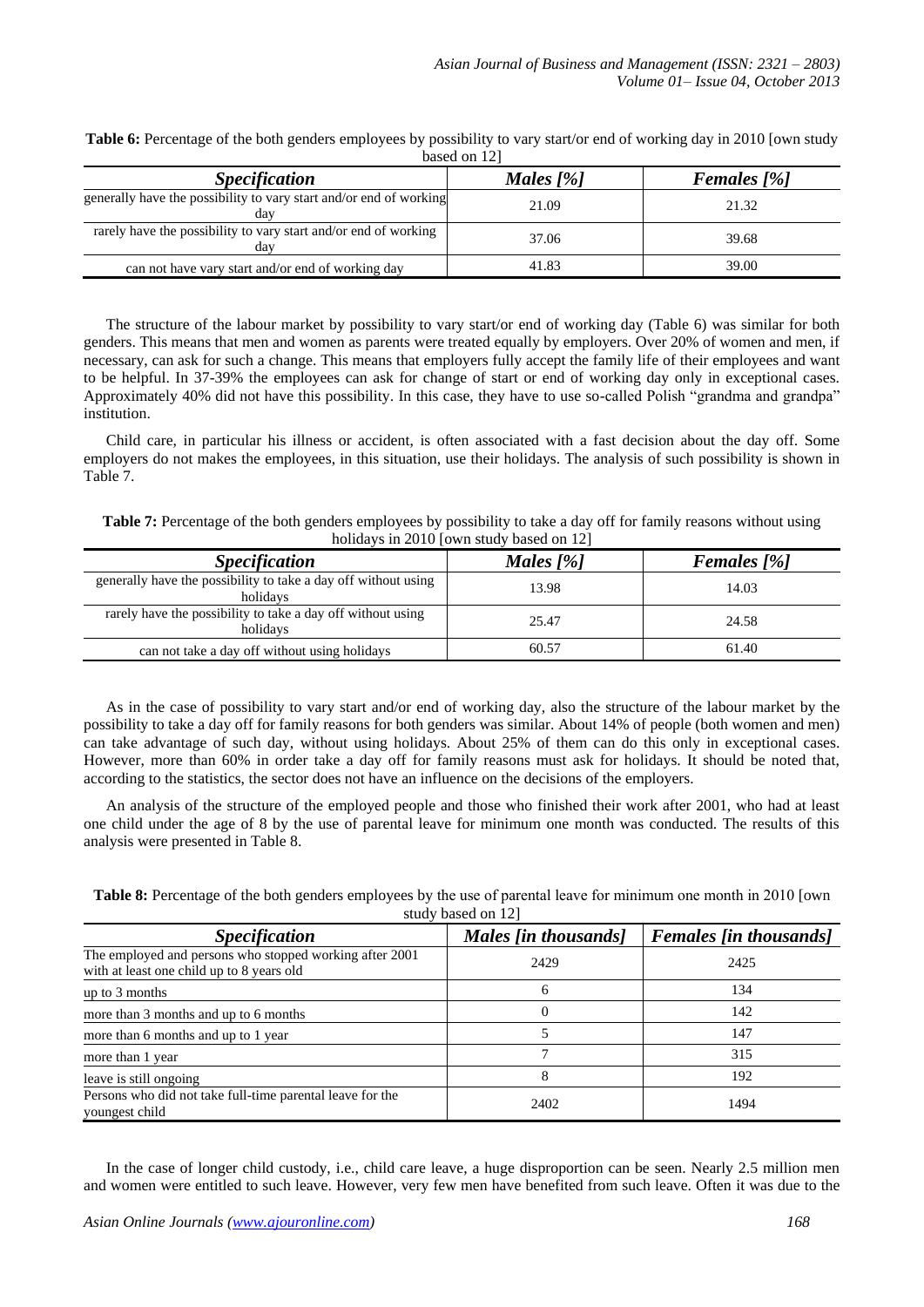**Table 6:** Percentage of the both genders employees by possibility to vary start/or end of working day in 2010 [own study based on 12]

| *Specification* | *Males [%]* | *Females [%]* |
|---|---|---|
| generally have the possibility to vary start and/or end of working day | 21.09 | 21.32 |
| rarely have the possibility to vary start and/or end of working day | 37.06 | 39.68 |
| can not have vary start and/or end of working day | 41.83 | 39.00 |

The structure of the labour market by possibility to vary start/or end of working day (Table 6) was similar for both genders. This means that men and women as parents were treated equally by employers. Over 20% of women and men, if necessary, can ask for such a change. This means that employers fully accept the family life of their employees and want to be helpful. In 37-39% the employees can ask for change of start or end of working day only in exceptional cases. Approximately 40% did not have this possibility. In this case, they have to use so-called Polish "grandma and grandpa" institution.

Child care, in particular his illness or accident, is often associated with a fast decision about the day off. Some employers do not makes the employees, in this situation, use their holidays. The analysis of such possibility is shown in Table 7.

**Table 7:** Percentage of the both genders employees by possibility to take a day off for family reasons without using holidays in 2010 [own study based on 12]

| *Specification* | *Males [%]* | *Females [%]* |
|---|---|---|
| generally have the possibility to take a day off without using holidays | 13.98 | 14.03 |
| rarely have the possibility to take a day off without using holidays | 25.47 | 24.58 |
| can not take a day off without using holidays | 60.57 | 61.40 |

As in the case of possibility to vary start and/or end of working day, also the structure of the labour market by the possibility to take a day off for family reasons for both genders was similar. About 14% of people (both women and men) can take advantage of such day, without using holidays. About 25% of them can do this only in exceptional cases. However, more than 60% in order take a day off for family reasons must ask for holidays. It should be noted that, according to the statistics, the sector does not have an influence on the decisions of the employers.

An analysis of the structure of the employed people and those who finished their work after 2001, who had at least one child under the age of 8 by the use of parental leave for minimum one month was conducted. The results of this analysis were presented in Table 8.

**Table 8:** Percentage of the both genders employees by the use of parental leave for minimum one month in 2010 [own study based on 12]

| *Specification* | *Males [in thousands]* | *Females [in thousands]* |
|---|---|---|
| The employed and persons who stopped working after 2001 with at least one child up to 8 years old | 2429 | 2425 |
| up to 3 months | 6 | 134 |
| more than 3 months and up to 6 months | 0 | 142 |
| more than 6 months and up to 1 year | 5 | 147 |
| more than 1 year | 7 | 315 |
| leave is still ongoing | 8 | 192 |
| Persons who did not take full-time parental leave for the youngest child | 2402 | 1494 |

In the case of longer child custody, i.e., child care leave, a huge disproportion can be seen. Nearly 2.5 million men and women were entitled to such leave. However, very few men have benefited from such leave. Often it was due to the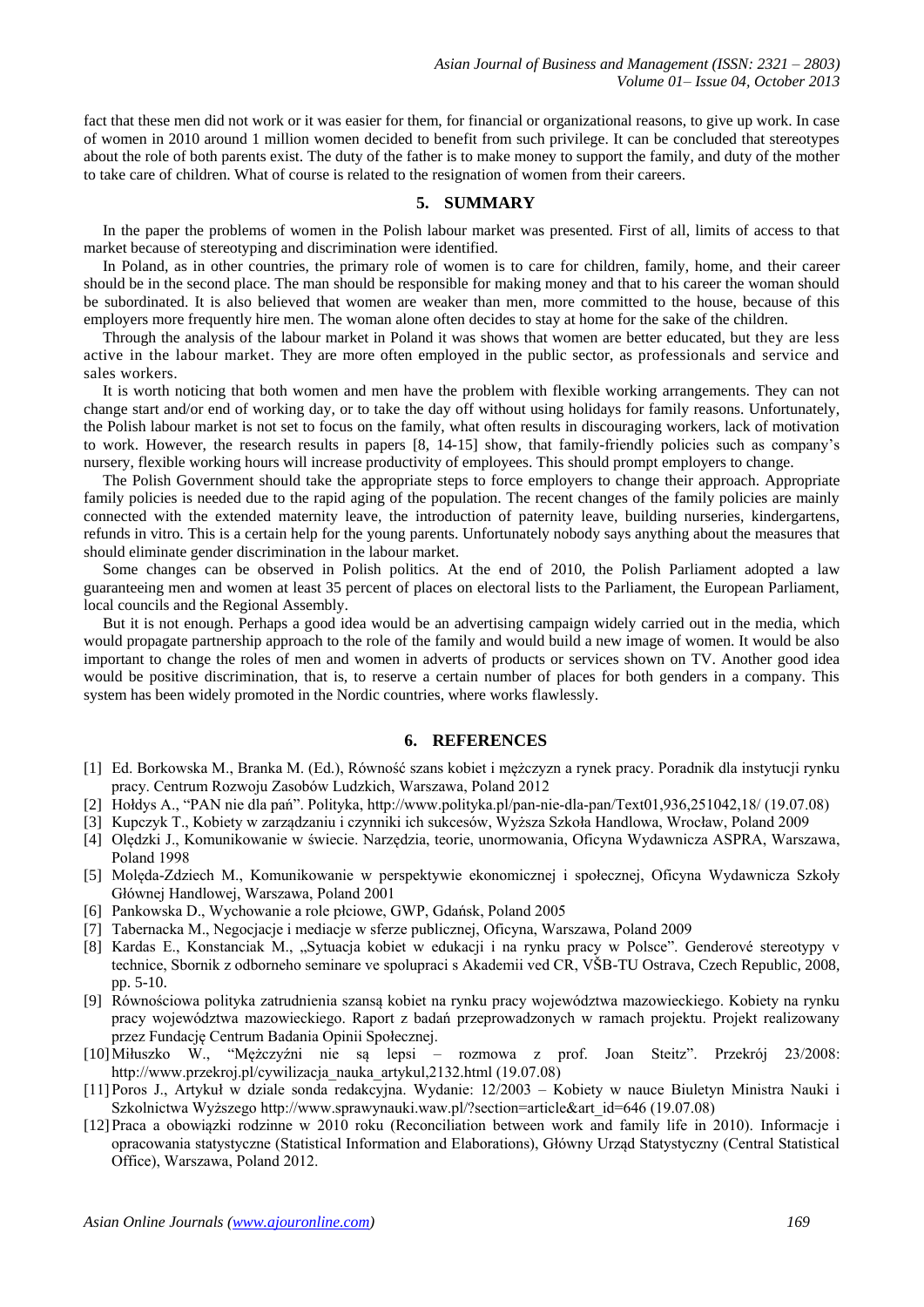fact that these men did not work or it was easier for them, for financial or organizational reasons, to give up work. In case of women in 2010 around 1 million women decided to benefit from such privilege. It can be concluded that stereotypes about the role of both parents exist. The duty of the father is to make money to support the family, and duty of the mother to take care of children. What of course is related to the resignation of women from their careers.

## 5. SUMMARY

In the paper the problems of women in the Polish labour market was presented. First of all, limits of access to that market because of stereotyping and discrimination were identified.

In Poland, as in other countries, the primary role of women is to care for children, family, home, and their career should be in the second place. The man should be responsible for making money and that to his career the woman should be subordinated. It is also believed that women are weaker than men, more committed to the house, because of this employers more frequently hire men. The woman alone often decides to stay at home for the sake of the children.

Through the analysis of the labour market in Poland it was shows that women are better educated, but they are less active in the labour market. They are more often employed in the public sector, as professionals and service and sales workers.

It is worth noticing that both women and men have the problem with flexible working arrangements. They can not change start and/or end of working day, or to take the day off without using holidays for family reasons. Unfortunately, the Polish labour market is not set to focus on the family, what often results in discouraging workers, lack of motivation to work. However, the research results in papers [8, 14-15] show, that family-friendly policies such as company's nursery, flexible working hours will increase productivity of employees. This should prompt employers to change.

The Polish Government should take the appropriate steps to force employers to change their approach. Appropriate family policies is needed due to the rapid aging of the population. The recent changes of the family policies are mainly connected with the extended maternity leave, the introduction of paternity leave, building nurseries, kindergartens, refunds in vitro. This is a certain help for the young parents. Unfortunately nobody says anything about the measures that should eliminate gender discrimination in the labour market.

Some changes can be observed in Polish politics. At the end of 2010, the Polish Parliament adopted a law guaranteeing men and women at least 35 percent of places on electoral lists to the Parliament, the European Parliament, local councils and the Regional Assembly.

But it is not enough. Perhaps a good idea would be an advertising campaign widely carried out in the media, which would propagate partnership approach to the role of the family and would build a new image of women. It would be also important to change the roles of men and women in adverts of products or services shown on TV. Another good idea would be positive discrimination, that is, to reserve a certain number of places for both genders in a company. This system has been widely promoted in the Nordic countries, where works flawlessly.

## 6. REFERENCES

[1] Ed. Borkowska M., Branka M. (Ed.), Równość szans kobiet i mężczyzn a rynek pracy. Poradnik dla instytucji rynku pracy. Centrum Rozwoju Zasobów Ludzkich, Warszawa, Poland 2012

[2] Hołdys A., "PAN nie dla pań". Polityka, http://www.polityka.pl/pan-nie-dla-pan/Text01,936,251042,18/ (19.07.08)

[3] Kupczyk T., Kobiety w zarządzaniu i czynniki ich sukcesów, Wyższa Szkoła Handlowa, Wrocław, Poland 2009

[4] Olędzki J., Komunikowanie w świecie. Narzędzia, teorie, unormowania, Oficyna Wydawnicza ASPRA, Warszawa, Poland 1998

[5] Molęda-Zdziech M., Komunikowanie w perspektywie ekonomicznej i społecznej, Oficyna Wydawnicza Szkoły Głównej Handlowej, Warszawa, Poland 2001

[6] Pankowska D., Wychowanie a role płciowe, GWP, Gdańsk, Poland 2005

[7] Tabernacka M., Negocjacje i mediacje w sferze publicznej, Oficyna, Warszawa, Poland 2009

[8] Kardas E., Konstanciak M., „Sytuacja kobiet w edukacji i na rynku pracy w Polsce". Genderové stereotypy v technice, Sbornik z odborneho seminare ve spolupraci s Akademii ved CR, VŠB-TU Ostrava, Czech Republic, 2008, pp. 5-10.

[9] Równościowa polityka zatrudnienia szansą kobiet na rynku pracy województwa mazowieckiego. Kobiety na rynku pracy województwa mazowieckiego. Raport z badań przeprowadzonych w ramach projektu. Projekt realizowany przez Fundację Centrum Badania Opinii Społecznej.

[10] Miłuszko W., "Mężczyźni nie są lepsi – rozmowa z prof. Joan Steitz". Przekrój 23/2008: http://www.przekroj.pl/cywilizacja_nauka_artykul,2132.html (19.07.08)

[11] Poros J., Artykuł w dziale sonda redakcyjna. Wydanie: 12/2003 – Kobiety w nauce Biuletyn Ministra Nauki i Szkolnictwa Wyższego http://www.sprawynauki.waw.pl/?section=article&art_id=646 (19.07.08)

[12] Praca a obowiązki rodzinne w 2010 roku (Reconciliation between work and family life in 2010). Informacje i opracowania statystyczne (Statistical Information and Elaborations), Główny Urząd Statystyczny (Central Statistical Office), Warszawa, Poland 2012.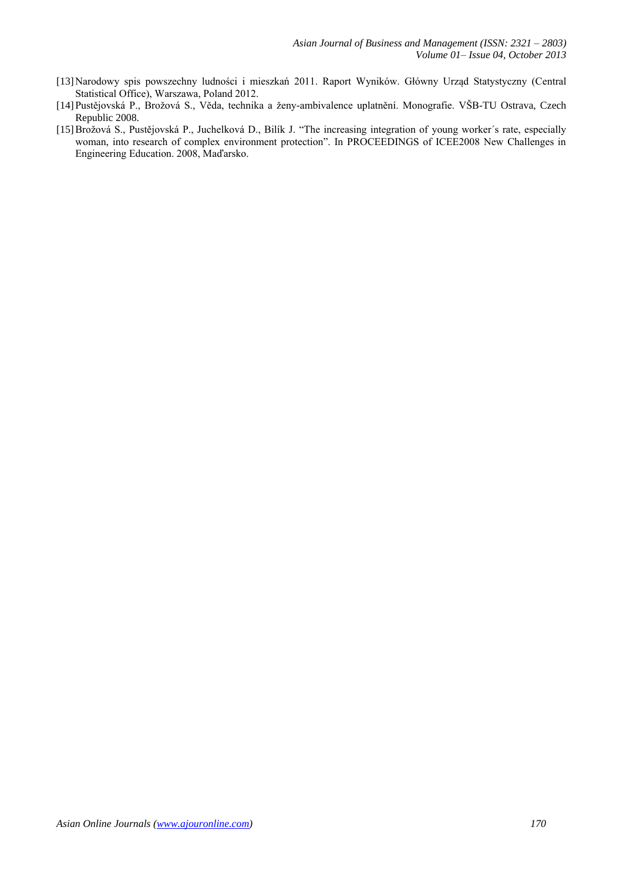[13] Narodowy spis powszechny ludności i mieszkań 2011. Raport Wyników. Główny Urząd Statystyczny (Central Statistical Office), Warszawa, Poland 2012.

[14] Pustějovská P., Brožová S., Věda, technika a ženy-ambivalence uplatnění. Monografie. VŠB-TU Ostrava, Czech Republic 2008.

[15] Brožová S., Pustějovská P., Juchelková D., Bilík J. "The increasing integration of young worker´s rate, especially woman, into research of complex environment protection". In PROCEEDINGS of ICEE2008 New Challenges in Engineering Education. 2008, Maďarsko.